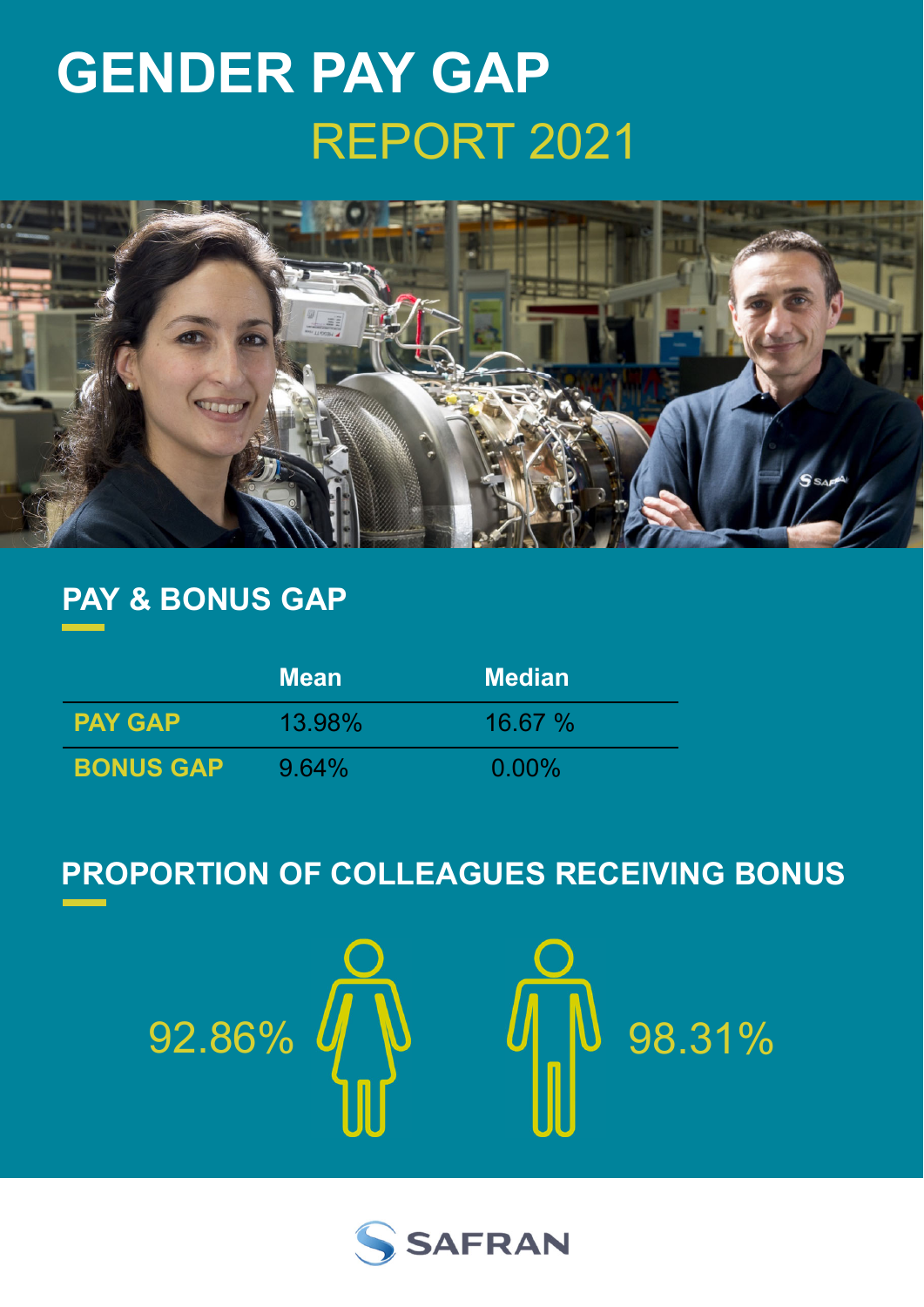# GENDER PAY GAP

## REPORT 2021

## PAY & BONUS GAP

| | Mean | Median |
|---|---|---|
| PAY GAP | 13.98% | 16.67 % |
| BONUS GAP | 9.64% | 0.00% |

## PROPORTION OF COLLEAGUES RECEIVING BONUS

92.86% (women)

98.31% (men)

SAFRAN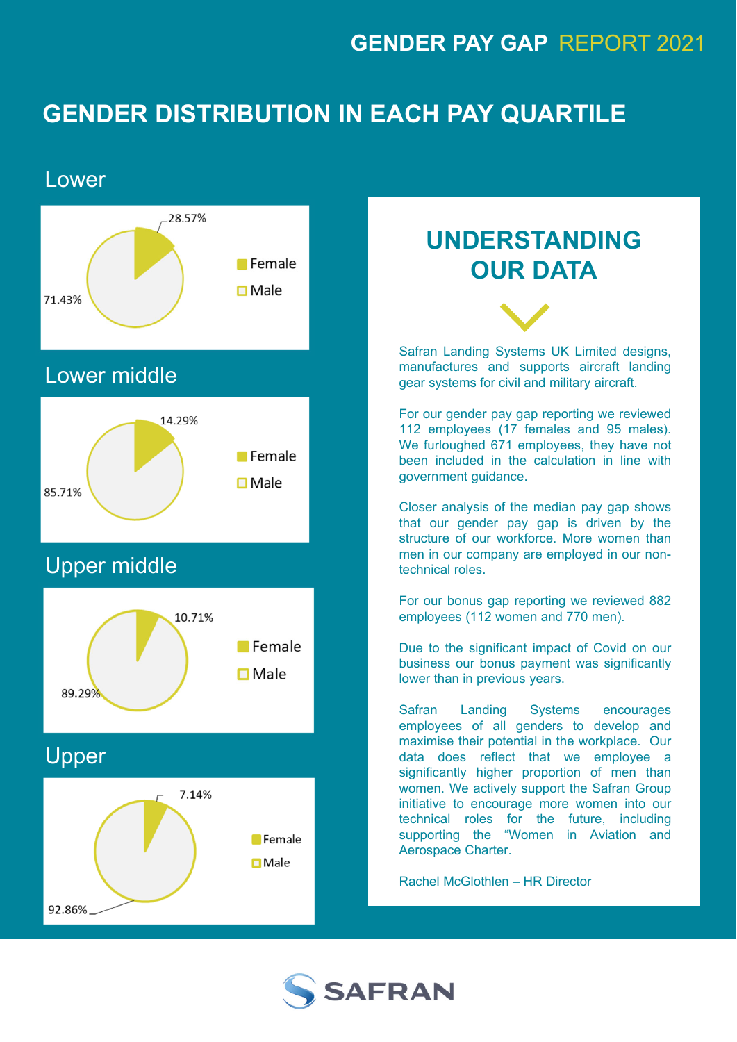# GENDER PAY GAP REPORT 2021

## GENDER DISTRIBUTION IN EACH PAY QUARTILE

### Lower

28.57%

71.43%

Female

Male

### Lower middle

14.29%

85.71%

Female

Male

### Upper middle

10.71%

89.29%

Female

Male

### Upper

7.14%

92.86%

Female

Male

## UNDERSTANDING OUR DATA

Safran Landing Systems UK Limited designs, manufactures and supports aircraft landing gear systems for civil and military aircraft.

For our gender pay gap reporting we reviewed 112 employees (17 females and 95 males). We furloughed 671 employees, they have not been included in the calculation in line with government guidance.

Closer analysis of the median pay gap shows that our gender pay gap is driven by the structure of our workforce. More women than men in our company are employed in our non-technical roles.

For our bonus gap reporting we reviewed 882 employees (112 women and 770 men).

Due to the significant impact of Covid on our business our bonus payment was significantly lower than in previous years.

Safran Landing Systems encourages employees of all genders to develop and maximise their potential in the workplace. Our data does reflect that we employee a significantly higher proportion of men than women. We actively support the Safran Group initiative to encourage more women into our technical roles for the future, including supporting the "Women in Aviation and Aerospace Charter.

Rachel McGlothlen – HR Director

SAFRAN